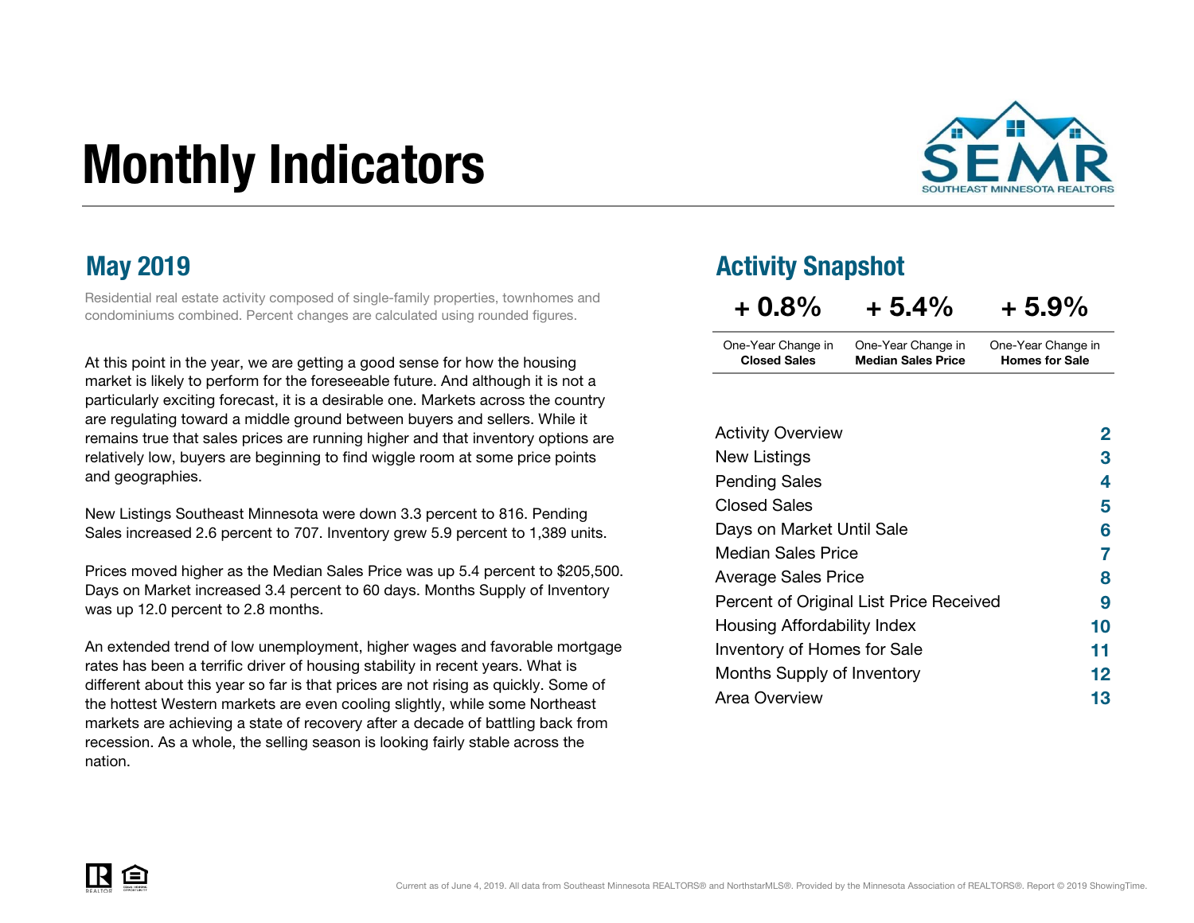# Monthly Indicators

SEMR
SOUTHEAST MINNESOTA REALTORS

## May 2019

Residential real estate activity composed of single-family properties, townhomes and condominiums combined. Percent changes are calculated using rounded figures.

At this point in the year, we are getting a good sense for how the housing market is likely to perform for the foreseeable future. And although it is not a particularly exciting forecast, it is a desirable one. Markets across the country are regulating toward a middle ground between buyers and sellers. While it remains true that sales prices are running higher and that inventory options are relatively low, buyers are beginning to find wiggle room at some price points and geographies.

New Listings Southeast Minnesota were down 3.3 percent to 816. Pending Sales increased 2.6 percent to 707. Inventory grew 5.9 percent to 1,389 units.

Prices moved higher as the Median Sales Price was up 5.4 percent to $205,500. Days on Market increased 3.4 percent to 60 days. Months Supply of Inventory was up 12.0 percent to 2.8 months.

An extended trend of low unemployment, higher wages and favorable mortgage rates has been a terrific driver of housing stability in recent years. What is different about this year so far is that prices are not rising as quickly. Some of the hottest Western markets are even cooling slightly, while some Northeast markets are achieving a state of recovery after a decade of battling back from recession. As a whole, the selling season is looking fairly stable across the nation.

## Activity Snapshot

| + 0.8% | + 5.4% | + 5.9% |
|---|---|---|
| One-Year Change in **Closed Sales** | One-Year Change in **Median Sales Price** | One-Year Change in **Homes for Sale** |

| | |
|---|---|
| Activity Overview | 2 |
| New Listings | 3 |
| Pending Sales | 4 |
| Closed Sales | 5 |
| Days on Market Until Sale | 6 |
| Median Sales Price | 7 |
| Average Sales Price | 8 |
| Percent of Original List Price Received | 9 |
| Housing Affordability Index | 10 |
| Inventory of Homes for Sale | 11 |
| Months Supply of Inventory | 12 |
| Area Overview | 13 |

Current as of June 4, 2019. All data from Southeast Minnesota REALTORS® and NorthstarMLS®. Provided by the Minnesota Association of REALTORS®. Report © 2019 ShowingTime.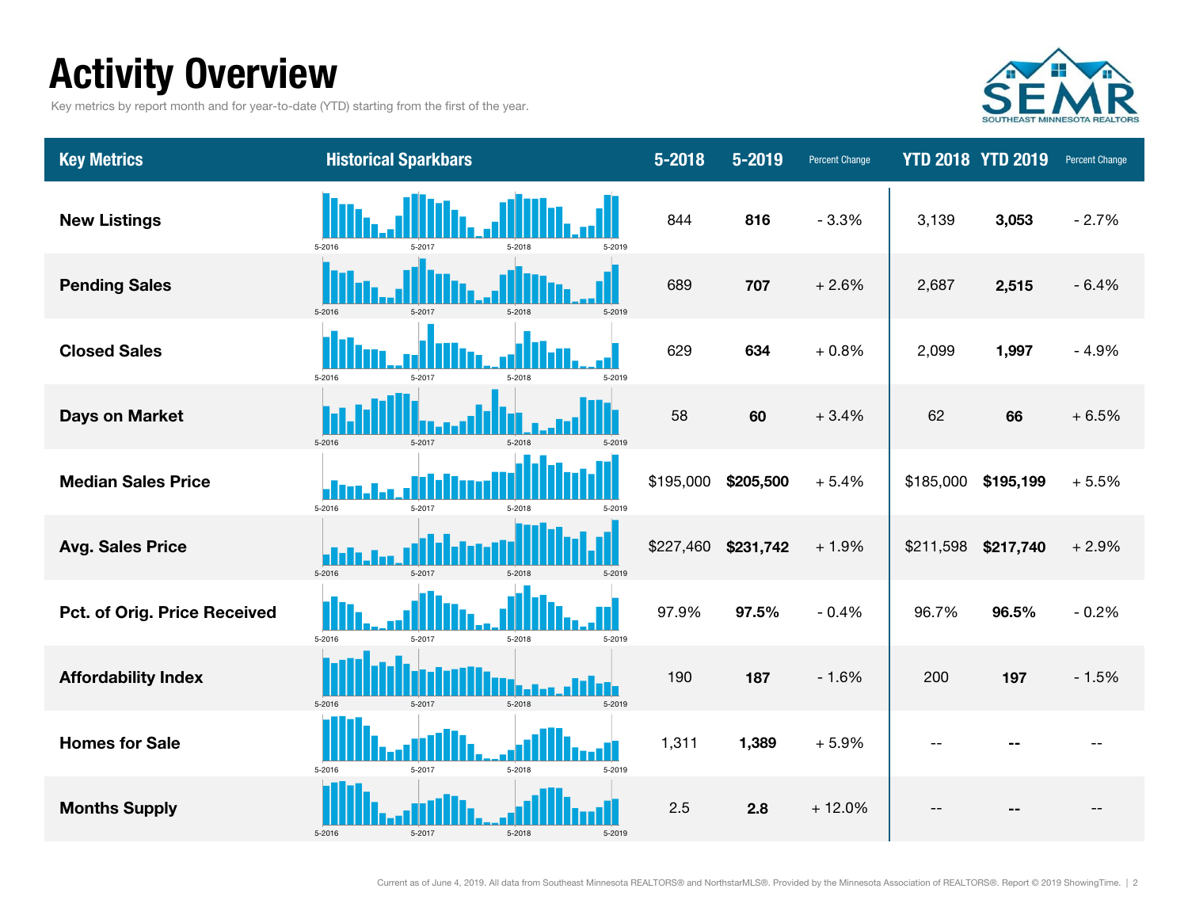# Activity Overview

Key metrics by report month and for year-to-date (YTD) starting from the first of the year.

| Key Metrics | Historical Sparkbars | 5-2018 | 5-2019 | Percent Change | YTD 2018 | YTD 2019 | Percent Change |
|---|---|---|---|---|---|---|---|
| **New Listings** | 5-2016 5-2017 5-2018 5-2019 | 844 | **816** | - 3.3% | 3,139 | **3,053** | - 2.7% |
| **Pending Sales** | 5-2016 5-2017 5-2018 5-2019 | 689 | **707** | + 2.6% | 2,687 | **2,515** | - 6.4% |
| **Closed Sales** | 5-2016 5-2017 5-2018 5-2019 | 629 | **634** | + 0.8% | 2,099 | **1,997** | - 4.9% |
| **Days on Market** | 5-2016 5-2017 5-2018 5-2019 | 58 | **60** | + 3.4% | 62 | **66** | + 6.5% |
| **Median Sales Price** | 5-2016 5-2017 5-2018 5-2019 | $195,000 | **$205,500** | + 5.4% | $185,000 | **$195,199** | + 5.5% |
| **Avg. Sales Price** | 5-2016 5-2017 5-2018 5-2019 | $227,460 | **$231,742** | + 1.9% | $211,598 | **$217,740** | + 2.9% |
| **Pct. of Orig. Price Received** | 5-2016 5-2017 5-2018 5-2019 | 97.9% | **97.5%** | - 0.4% | 96.7% | **96.5%** | - 0.2% |
| **Affordability Index** | 5-2016 5-2017 5-2018 5-2019 | 190 | **187** | - 1.6% | 200 | **197** | - 1.5% |
| **Homes for Sale** | 5-2016 5-2017 5-2018 5-2019 | 1,311 | **1,389** | + 5.9% | -- | **--** | -- |
| **Months Supply** | 5-2016 5-2017 5-2018 5-2019 | 2.5 | **2.8** | + 12.0% | -- | **--** | -- |

Current as of June 4, 2019. All data from Southeast Minnesota REALTORS® and NorthstarMLS®. Provided by the Minnesota Association of REALTORS®. Report © 2019 ShowingTime.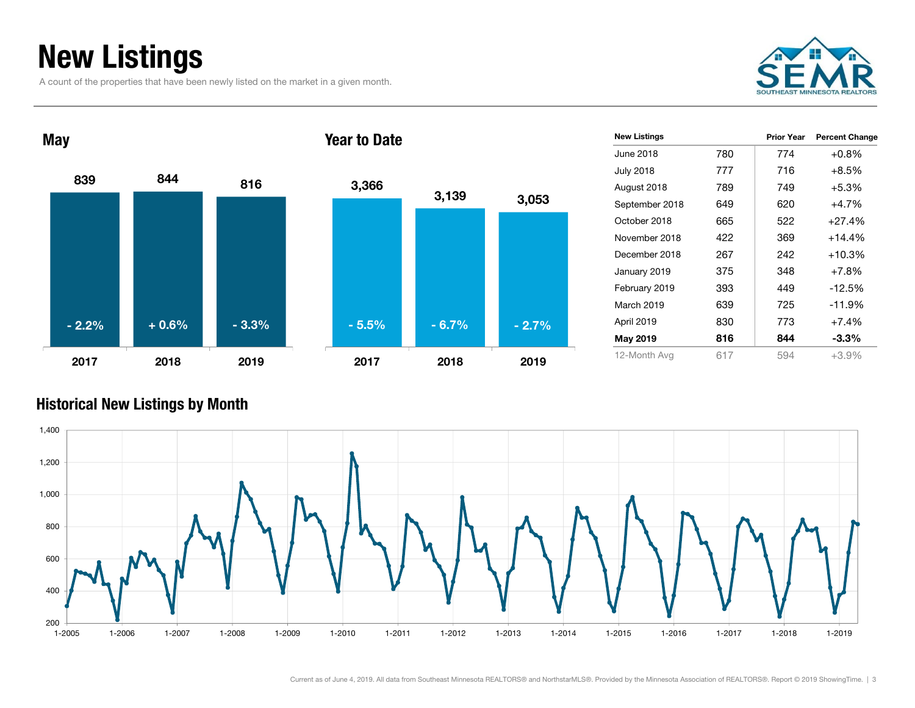# New Listings

A count of the properties that have been newly listed on the market in a given month.

## May

| Year | New Listings | Change |
|---|---|---|
| 2017 | 839 | - 2.2% |
| 2018 | 844 | + 0.6% |
| 2019 | 816 | - 3.3% |

## Year to Date

| Year | New Listings | Change |
|---|---|---|
| 2017 | 3,366 | - 5.5% |
| 2018 | 3,139 | - 6.7% |
| 2019 | 3,053 | - 2.7% |

| New Listings | | Prior Year | Percent Change |
|---|---|---|---|
| June 2018 | 780 | 774 | +0.8% |
| July 2018 | 777 | 716 | +8.5% |
| August 2018 | 789 | 749 | +5.3% |
| September 2018 | 649 | 620 | +4.7% |
| October 2018 | 665 | 522 | +27.4% |
| November 2018 | 422 | 369 | +14.4% |
| December 2018 | 267 | 242 | +10.3% |
| January 2019 | 375 | 348 | +7.8% |
| February 2019 | 393 | 449 | -12.5% |
| March 2019 | 639 | 725 | -11.9% |
| April 2019 | 830 | 773 | +7.4% |
| **May 2019** | **816** | **844** | **-3.3%** |
| 12-Month Avg | 617 | 594 | +3.9% |

## Historical New Listings by Month

Current as of June 4, 2019. All data from Southeast Minnesota REALTORS® and NorthstarMLS®. Provided by the Minnesota Association of REALTORS®. Report © 2019 ShowingTime.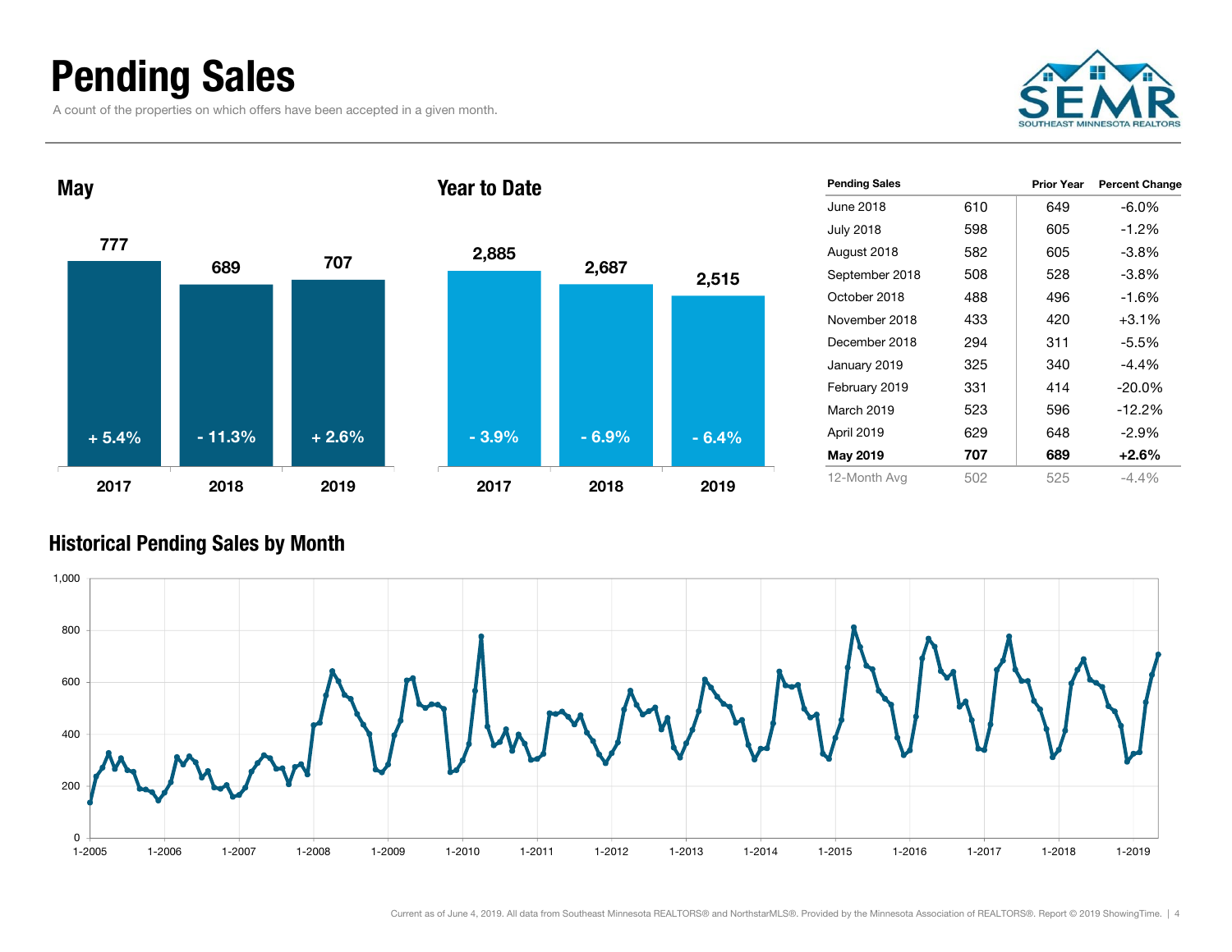# Pending Sales

A count of the properties on which offers have been accepted in a given month.

## May

| | 2017 | 2018 | 2019 |
|---|---|---|---|
| Pending Sales | 777 | 689 | 707 |
| Change | + 5.4% | - 11.3% | + 2.6% |

## Year to Date

| | 2017 | 2018 | 2019 |
|---|---|---|---|
| Pending Sales | 2,885 | 2,687 | 2,515 |
| Change | - 3.9% | - 6.9% | - 6.4% |

| Pending Sales | | Prior Year | Percent Change |
|---|---|---|---|
| June 2018 | 610 | 649 | -6.0% |
| July 2018 | 598 | 605 | -1.2% |
| August 2018 | 582 | 605 | -3.8% |
| September 2018 | 508 | 528 | -3.8% |
| October 2018 | 488 | 496 | -1.6% |
| November 2018 | 433 | 420 | +3.1% |
| December 2018 | 294 | 311 | -5.5% |
| January 2019 | 325 | 340 | -4.4% |
| February 2019 | 331 | 414 | -20.0% |
| March 2019 | 523 | 596 | -12.2% |
| April 2019 | 629 | 648 | -2.9% |
| **May 2019** | **707** | **689** | **+2.6%** |
| 12-Month Avg | 502 | 525 | -4.4% |

## Historical Pending Sales by Month

Current as of June 4, 2019. All data from Southeast Minnesota REALTORS® and NorthstarMLS®. Provided by the Minnesota Association of REALTORS®. Report © 2019 ShowingTime.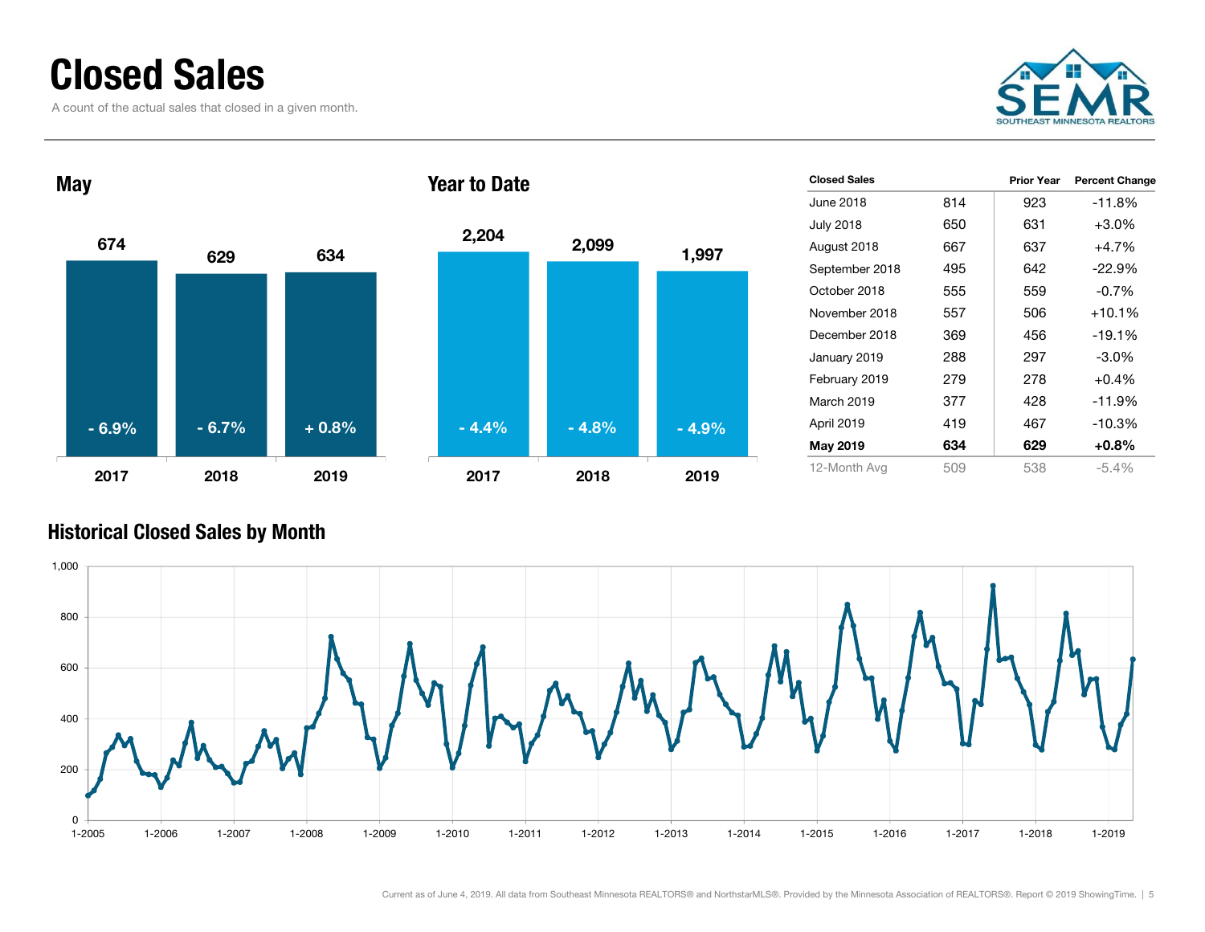# Closed Sales

A count of the actual sales that closed in a given month.

## May

| Year | Closed Sales | Change |
|---|---|---|
| 2017 | 674 | - 6.9% |
| 2018 | 629 | - 6.7% |
| 2019 | 634 | + 0.8% |

## Year to Date

| Year | Closed Sales | Change |
|---|---|---|
| 2017 | 2,204 | - 4.4% |
| 2018 | 2,099 | - 4.8% |
| 2019 | 1,997 | - 4.9% |

| Closed Sales | | Prior Year | Percent Change |
|---|---|---|---|
| June 2018 | 814 | 923 | -11.8% |
| July 2018 | 650 | 631 | +3.0% |
| August 2018 | 667 | 637 | +4.7% |
| September 2018 | 495 | 642 | -22.9% |
| October 2018 | 555 | 559 | -0.7% |
| November 2018 | 557 | 506 | +10.1% |
| December 2018 | 369 | 456 | -19.1% |
| January 2019 | 288 | 297 | -3.0% |
| February 2019 | 279 | 278 | +0.4% |
| March 2019 | 377 | 428 | -11.9% |
| April 2019 | 419 | 467 | -10.3% |
| **May 2019** | **634** | **629** | **+0.8%** |
| 12-Month Avg | 509 | 538 | -5.4% |

## Historical Closed Sales by Month

Current as of June 4, 2019. All data from Southeast Minnesota REALTORS® and NorthstarMLS®. Provided by the Minnesota Association of REALTORS®. Report © 2019 ShowingTime.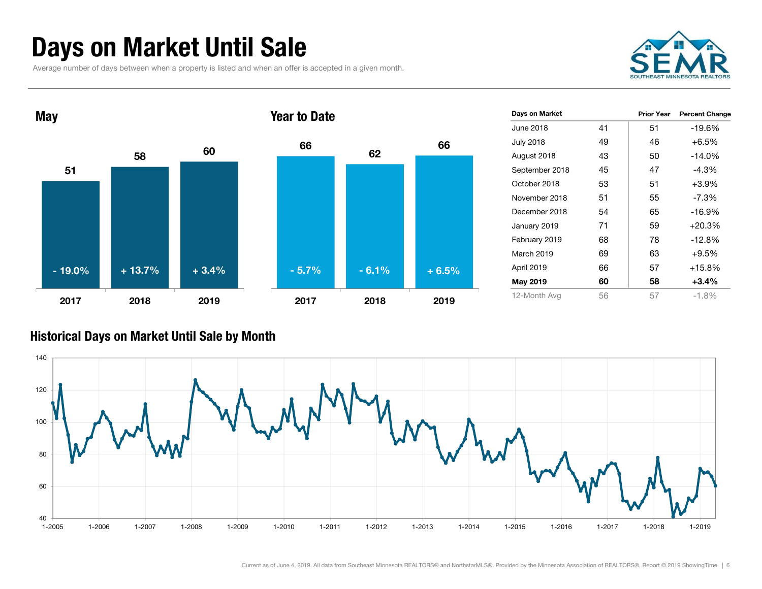# Days on Market Until Sale

Average number of days between when a property is listed and when an offer is accepted in a given month.

## May

| | 2017 | 2018 | 2019 |
|---|---|---|---|
| Days | 51 | 58 | 60 |
| Change | - 19.0% | + 13.7% | + 3.4% |

## Year to Date

| | 2017 | 2018 | 2019 |
|---|---|---|---|
| Days | 66 | 62 | 66 |
| Change | - 5.7% | - 6.1% | + 6.5% |

| Days on Market | | Prior Year | Percent Change |
|---|---|---|---|
| June 2018 | 41 | 51 | -19.6% |
| July 2018 | 49 | 46 | +6.5% |
| August 2018 | 43 | 50 | -14.0% |
| September 2018 | 45 | 47 | -4.3% |
| October 2018 | 53 | 51 | +3.9% |
| November 2018 | 51 | 55 | -7.3% |
| December 2018 | 54 | 65 | -16.9% |
| January 2019 | 71 | 59 | +20.3% |
| February 2019 | 68 | 78 | -12.8% |
| March 2019 | 69 | 63 | +9.5% |
| April 2019 | 66 | 57 | +15.8% |
| **May 2019** | **60** | **58** | **+3.4%** |
| 12-Month Avg | 56 | 57 | -1.8% |

## Historical Days on Market Until Sale by Month

Current as of June 4, 2019. All data from Southeast Minnesota REALTORS® and NorthstarMLS®. Provided by the Minnesota Association of REALTORS®. Report © 2019 ShowingTime.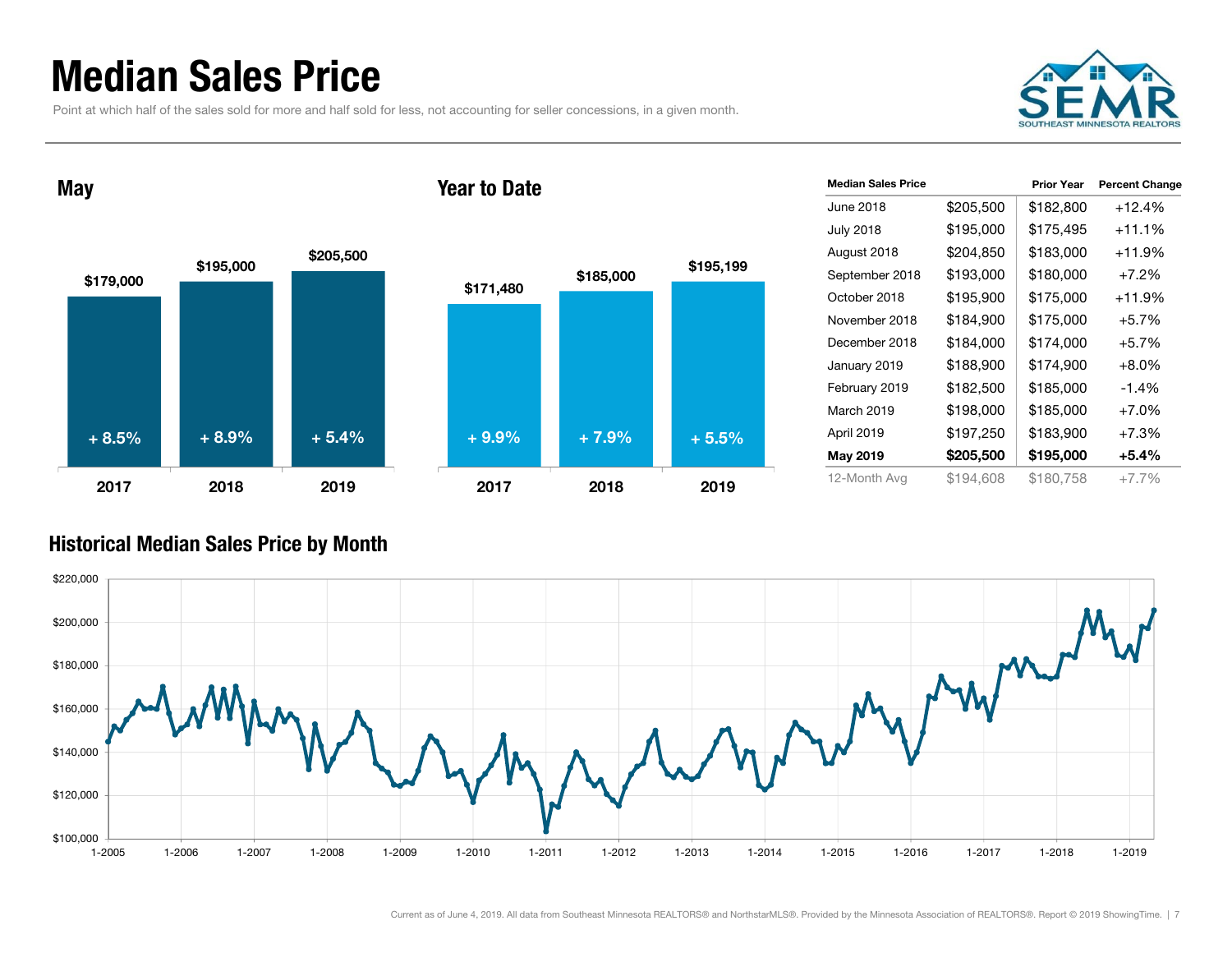# Median Sales Price

Point at which half of the sales sold for more and half sold for less, not accounting for seller concessions, in a given month.

## May

| | 2017 | 2018 | 2019 |
|---|---|---|---|
| Median Sales Price | $179,000 | $195,000 | $205,500 |
| Change | + 8.5% | + 8.9% | + 5.4% |

## Year to Date

| | 2017 | 2018 | 2019 |
|---|---|---|---|
| Median Sales Price | $171,480 | $185,000 | $195,199 |
| Change | + 9.9% | + 7.9% | + 5.5% |

| Median Sales Price | | Prior Year | Percent Change |
|---|---|---|---|
| June 2018 | $205,500 | $182,800 | +12.4% |
| July 2018 | $195,000 | $175,495 | +11.1% |
| August 2018 | $204,850 | $183,000 | +11.9% |
| September 2018 | $193,000 | $180,000 | +7.2% |
| October 2018 | $195,900 | $175,000 | +11.9% |
| November 2018 | $184,900 | $175,000 | +5.7% |
| December 2018 | $184,000 | $174,000 | +5.7% |
| January 2019 | $188,900 | $174,900 | +8.0% |
| February 2019 | $182,500 | $185,000 | -1.4% |
| March 2019 | $198,000 | $185,000 | +7.0% |
| April 2019 | $197,250 | $183,900 | +7.3% |
| **May 2019** | **$205,500** | **$195,000** | **+5.4%** |
| 12-Month Avg | $194,608 | $180,758 | +7.7% |

## Historical Median Sales Price by Month

Current as of June 4, 2019. All data from Southeast Minnesota REALTORS® and NorthstarMLS®. Provided by the Minnesota Association of REALTORS®. Report © 2019 ShowingTime.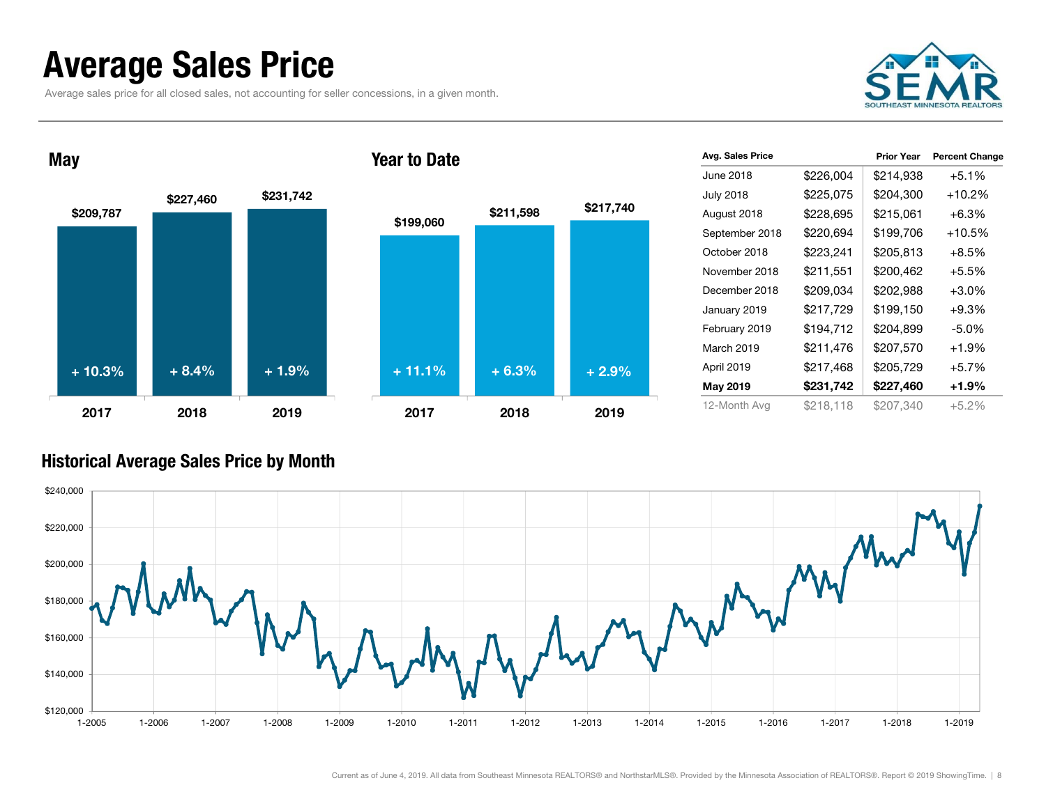# Average Sales Price

Average sales price for all closed sales, not accounting for seller concessions, in a given month.

SEMR SOUTHEAST MINNESOTA REALTORS

## May

| Year | Avg. Sales Price | Change |
|---|---|---|
| 2017 | $209,787 | + 10.3% |
| 2018 | $227,460 | + 8.4% |
| 2019 | $231,742 | + 1.9% |

## Year to Date

| Year | Avg. Sales Price | Change |
|---|---|---|
| 2017 | $199,060 | + 11.1% |
| 2018 | $211,598 | + 6.3% |
| 2019 | $217,740 | + 2.9% |

| Avg. Sales Price | | Prior Year | Percent Change |
|---|---|---|---|
| June 2018 | $226,004 | $214,938 | +5.1% |
| July 2018 | $225,075 | $204,300 | +10.2% |
| August 2018 | $228,695 | $215,061 | +6.3% |
| September 2018 | $220,694 | $199,706 | +10.5% |
| October 2018 | $223,241 | $205,813 | +8.5% |
| November 2018 | $211,551 | $200,462 | +5.5% |
| December 2018 | $209,034 | $202,988 | +3.0% |
| January 2019 | $217,729 | $199,150 | +9.3% |
| February 2019 | $194,712 | $204,899 | -5.0% |
| March 2019 | $211,476 | $207,570 | +1.9% |
| April 2019 | $217,468 | $205,729 | +5.7% |
| **May 2019** | **$231,742** | **$227,460** | **+1.9%** |
| 12-Month Avg | $218,118 | $207,340 | +5.2% |

## Historical Average Sales Price by Month

Current as of June 4, 2019. All data from Southeast Minnesota REALTORS® and NorthstarMLS®. Provided by the Minnesota Association of REALTORS®. Report © 2019 ShowingTime.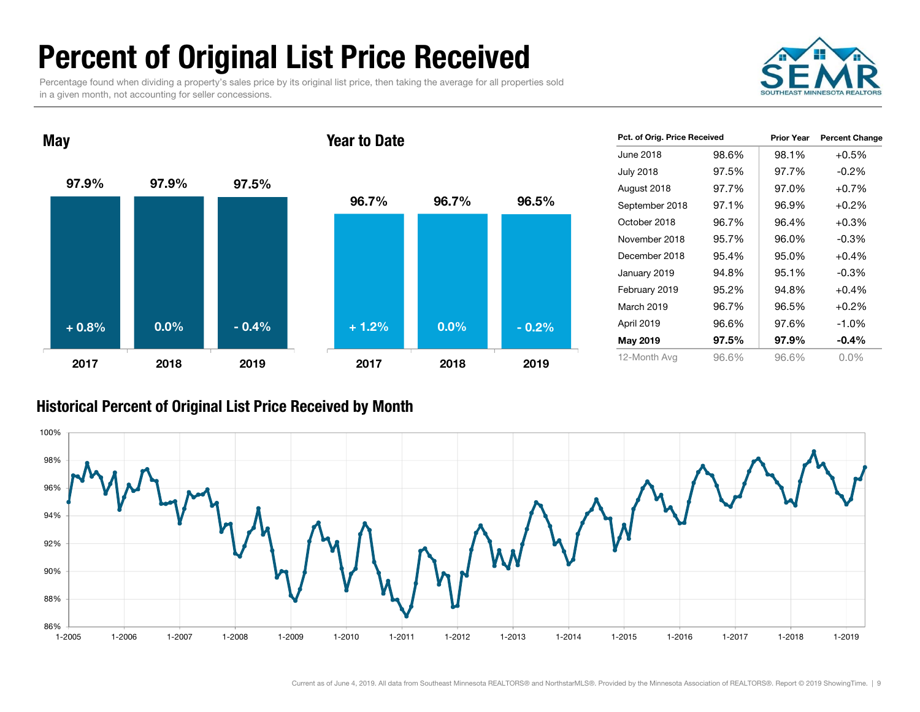# Percent of Original List Price Received

Percentage found when dividing a property's sales price by its original list price, then taking the average for all properties sold in a given month, not accounting for seller concessions.

## May

| | 2017 | 2018 | 2019 |
|---|---|---|---|
| Percent | 97.9% | 97.9% | 97.5% |
| Change | + 0.8% | 0.0% | - 0.4% |

## Year to Date

| | 2017 | 2018 | 2019 |
|---|---|---|---|
| Percent | 96.7% | 96.7% | 96.5% |
| Change | + 1.2% | 0.0% | - 0.2% |

| Pct. of Orig. Price Received | | Prior Year | Percent Change |
|---|---|---|---|
| June 2018 | 98.6% | 98.1% | +0.5% |
| July 2018 | 97.5% | 97.7% | -0.2% |
| August 2018 | 97.7% | 97.0% | +0.7% |
| September 2018 | 97.1% | 96.9% | +0.2% |
| October 2018 | 96.7% | 96.4% | +0.3% |
| November 2018 | 95.7% | 96.0% | -0.3% |
| December 2018 | 95.4% | 95.0% | +0.4% |
| January 2019 | 94.8% | 95.1% | -0.3% |
| February 2019 | 95.2% | 94.8% | +0.4% |
| March 2019 | 96.7% | 96.5% | +0.2% |
| April 2019 | 96.6% | 97.6% | -1.0% |
| **May 2019** | **97.5%** | **97.9%** | **-0.4%** |
| 12-Month Avg | 96.6% | 96.6% | 0.0% |

## Historical Percent of Original List Price Received by Month

Current as of June 4, 2019. All data from Southeast Minnesota REALTORS® and NorthstarMLS®. Provided by the Minnesota Association of REALTORS®. Report © 2019 ShowingTime.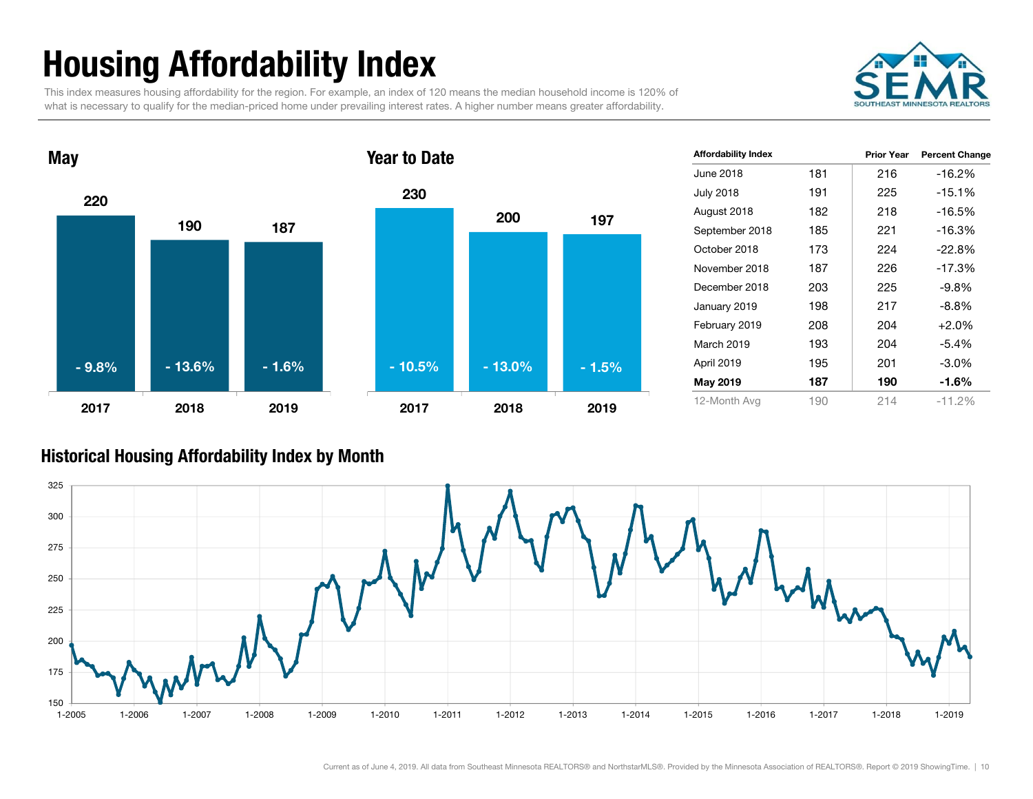# Housing Affordability Index

This index measures housing affordability for the region. For example, an index of 120 means the median household income is 120% of what is necessary to qualify for the median-priced home under prevailing interest rates. A higher number means greater affordability.

## May

| | 2017 | 2018 | 2019 |
|---|---|---|---|
| Index | 220 | 190 | 187 |
| Percent Change | - 9.8% | - 13.6% | - 1.6% |

## Year to Date

| | 2017 | 2018 | 2019 |
|---|---|---|---|
| Index | 230 | 200 | 197 |
| Percent Change | - 10.5% | - 13.0% | - 1.5% |

| Affordability Index | | Prior Year | Percent Change |
|---|---|---|---|
| June 2018 | 181 | 216 | -16.2% |
| July 2018 | 191 | 225 | -15.1% |
| August 2018 | 182 | 218 | -16.5% |
| September 2018 | 185 | 221 | -16.3% |
| October 2018 | 173 | 224 | -22.8% |
| November 2018 | 187 | 226 | -17.3% |
| December 2018 | 203 | 225 | -9.8% |
| January 2019 | 198 | 217 | -8.8% |
| February 2019 | 208 | 204 | +2.0% |
| March 2019 | 193 | 204 | -5.4% |
| April 2019 | 195 | 201 | -3.0% |
| **May 2019** | **187** | **190** | **-1.6%** |
| 12-Month Avg | 190 | 214 | -11.2% |

## Historical Housing Affordability Index by Month

Current as of June 4, 2019. All data from Southeast Minnesota REALTORS® and NorthstarMLS®. Provided by the Minnesota Association of REALTORS®. Report © 2019 ShowingTime.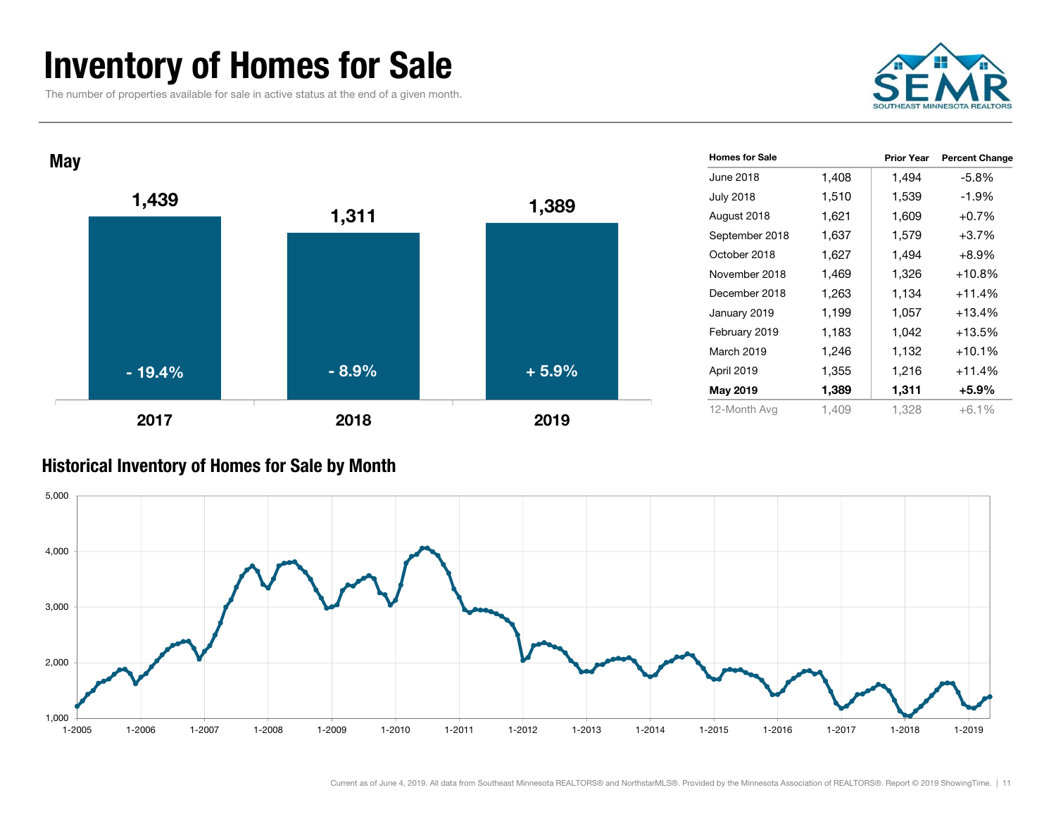# Inventory of Homes for Sale

The number of properties available for sale in active status at the end of a given month.

## May

| Year | Homes for Sale | Percent Change |
|---|---|---|
| 2017 | 1,439 | - 19.4% |
| 2018 | 1,311 | - 8.9% |
| 2019 | 1,389 | + 5.9% |

| Homes for Sale | | Prior Year | Percent Change |
|---|---|---|---|
| June 2018 | 1,408 | 1,494 | -5.8% |
| July 2018 | 1,510 | 1,539 | -1.9% |
| August 2018 | 1,621 | 1,609 | +0.7% |
| September 2018 | 1,637 | 1,579 | +3.7% |
| October 2018 | 1,627 | 1,494 | +8.9% |
| November 2018 | 1,469 | 1,326 | +10.8% |
| December 2018 | 1,263 | 1,134 | +11.4% |
| January 2019 | 1,199 | 1,057 | +13.4% |
| February 2019 | 1,183 | 1,042 | +13.5% |
| March 2019 | 1,246 | 1,132 | +10.1% |
| April 2019 | 1,355 | 1,216 | +11.4% |
| **May 2019** | **1,389** | **1,311** | **+5.9%** |
| 12-Month Avg | 1,409 | 1,328 | +6.1% |

## Historical Inventory of Homes for Sale by Month

Current as of June 4, 2019. All data from Southeast Minnesota REALTORS® and NorthstarMLS®. Provided by the Minnesota Association of REALTORS®. Report © 2019 ShowingTime.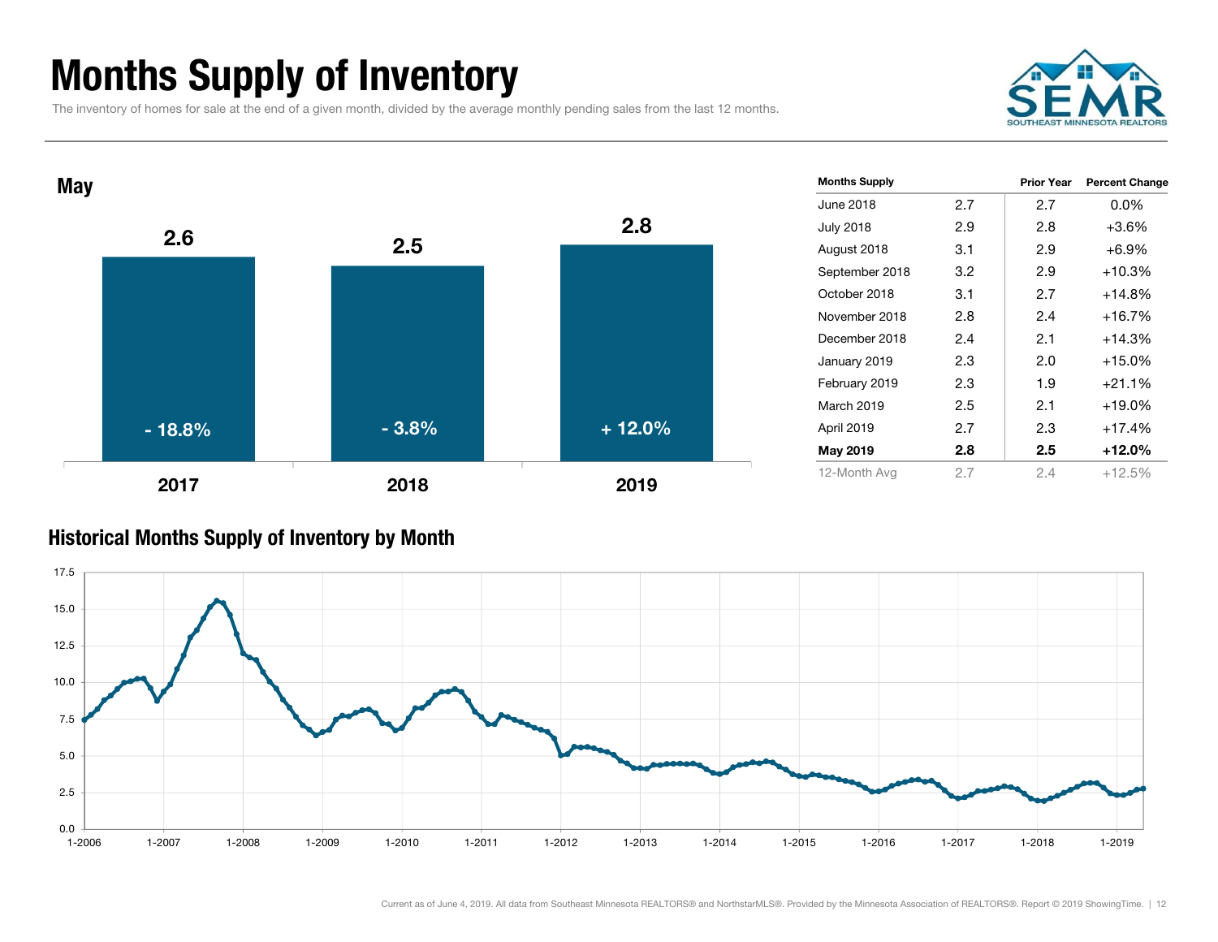# Months Supply of Inventory

The inventory of homes for sale at the end of a given month, divided by the average monthly pending sales from the last 12 months.

## May

| Year | Months Supply | Change |
|---|---|---|
| 2017 | 2.6 | - 18.8% |
| 2018 | 2.5 | - 3.8% |
| 2019 | 2.8 | + 12.0% |

| Months Supply | | Prior Year | Percent Change |
|---|---|---|---|
| June 2018 | 2.7 | 2.7 | 0.0% |
| July 2018 | 2.9 | 2.8 | +3.6% |
| August 2018 | 3.1 | 2.9 | +6.9% |
| September 2018 | 3.2 | 2.9 | +10.3% |
| October 2018 | 3.1 | 2.7 | +14.8% |
| November 2018 | 2.8 | 2.4 | +16.7% |
| December 2018 | 2.4 | 2.1 | +14.3% |
| January 2019 | 2.3 | 2.0 | +15.0% |
| February 2019 | 2.3 | 1.9 | +21.1% |
| March 2019 | 2.5 | 2.1 | +19.0% |
| April 2019 | 2.7 | 2.3 | +17.4% |
| **May 2019** | **2.8** | **2.5** | **+12.0%** |
| 12-Month Avg | 2.7 | 2.4 | +12.5% |

## Historical Months Supply of Inventory by Month

Current as of June 4, 2019. All data from Southeast Minnesota REALTORS® and NorthstarMLS®. Provided by the Minnesota Association of REALTORS®. Report © 2019 ShowingTime.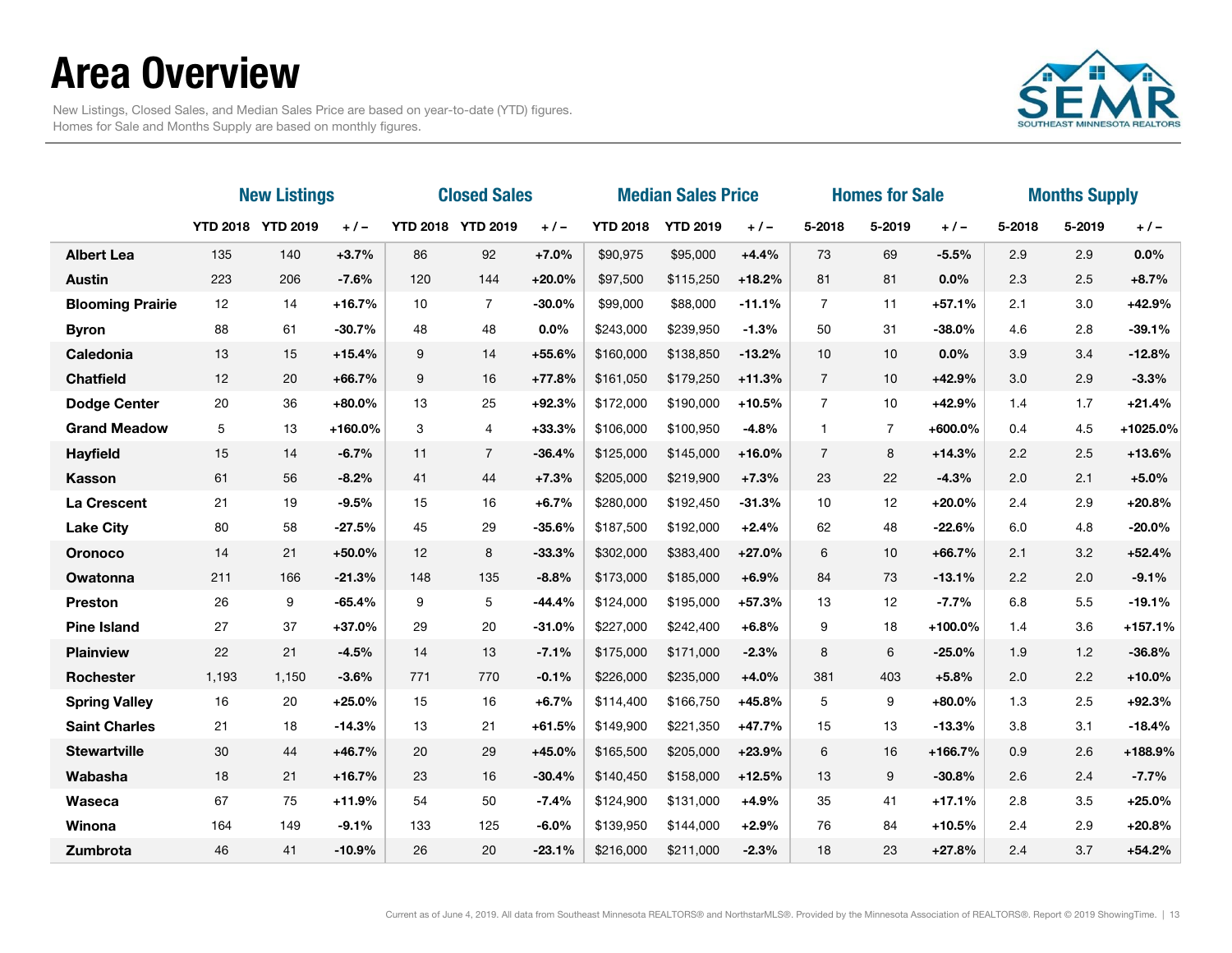# Area Overview

New Listings, Closed Sales, and Median Sales Price are based on year-to-date (YTD) figures.
Homes for Sale and Months Supply are based on monthly figures.

| | New Listings | | | Closed Sales | | | Median Sales Price | | | Homes for Sale | | | Months Supply | | |
|---|---|---|---|---|---|---|---|---|---|---|---|---|---|---|---|
| | YTD 2018 | YTD 2019 | + / – | YTD 2018 | YTD 2019 | + / – | YTD 2018 | YTD 2019 | + / – | 5-2018 | 5-2019 | + / – | 5-2018 | 5-2019 | + / – |
| **Albert Lea** | 135 | 140 | +3.7% | 86 | 92 | +7.0% | $90,975 | $95,000 | +4.4% | 73 | 69 | -5.5% | 2.9 | 2.9 | 0.0% |
| **Austin** | 223 | 206 | -7.6% | 120 | 144 | +20.0% | $97,500 | $115,250 | +18.2% | 81 | 81 | 0.0% | 2.3 | 2.5 | +8.7% |
| **Blooming Prairie** | 12 | 14 | +16.7% | 10 | 7 | -30.0% | $99,000 | $88,000 | -11.1% | 7 | 11 | +57.1% | 2.1 | 3.0 | +42.9% |
| **Byron** | 88 | 61 | -30.7% | 48 | 48 | 0.0% | $243,000 | $239,950 | -1.3% | 50 | 31 | -38.0% | 4.6 | 2.8 | -39.1% |
| **Caledonia** | 13 | 15 | +15.4% | 9 | 14 | +55.6% | $160,000 | $138,850 | -13.2% | 10 | 10 | 0.0% | 3.9 | 3.4 | -12.8% |
| **Chatfield** | 12 | 20 | +66.7% | 9 | 16 | +77.8% | $161,050 | $179,250 | +11.3% | 7 | 10 | +42.9% | 3.0 | 2.9 | -3.3% |
| **Dodge Center** | 20 | 36 | +80.0% | 13 | 25 | +92.3% | $172,000 | $190,000 | +10.5% | 7 | 10 | +42.9% | 1.4 | 1.7 | +21.4% |
| **Grand Meadow** | 5 | 13 | +160.0% | 3 | 4 | +33.3% | $106,000 | $100,950 | -4.8% | 1 | 7 | +600.0% | 0.4 | 4.5 | +1025.0% |
| **Hayfield** | 15 | 14 | -6.7% | 11 | 7 | -36.4% | $125,000 | $145,000 | +16.0% | 7 | 8 | +14.3% | 2.2 | 2.5 | +13.6% |
| **Kasson** | 61 | 56 | -8.2% | 41 | 44 | +7.3% | $205,000 | $219,900 | +7.3% | 23 | 22 | -4.3% | 2.0 | 2.1 | +5.0% |
| **La Crescent** | 21 | 19 | -9.5% | 15 | 16 | +6.7% | $280,000 | $192,450 | -31.3% | 10 | 12 | +20.0% | 2.4 | 2.9 | +20.8% |
| **Lake City** | 80 | 58 | -27.5% | 45 | 29 | -35.6% | $187,500 | $192,000 | +2.4% | 62 | 48 | -22.6% | 6.0 | 4.8 | -20.0% |
| **Oronoco** | 14 | 21 | +50.0% | 12 | 8 | -33.3% | $302,000 | $383,400 | +27.0% | 6 | 10 | +66.7% | 2.1 | 3.2 | +52.4% |
| **Owatonna** | 211 | 166 | -21.3% | 148 | 135 | -8.8% | $173,000 | $185,000 | +6.9% | 84 | 73 | -13.1% | 2.2 | 2.0 | -9.1% |
| **Preston** | 26 | 9 | -65.4% | 9 | 5 | -44.4% | $124,000 | $195,000 | +57.3% | 13 | 12 | -7.7% | 6.8 | 5.5 | -19.1% |
| **Pine Island** | 27 | 37 | +37.0% | 29 | 20 | -31.0% | $227,000 | $242,400 | +6.8% | 9 | 18 | +100.0% | 1.4 | 3.6 | +157.1% |
| **Plainview** | 22 | 21 | -4.5% | 14 | 13 | -7.1% | $175,000 | $171,000 | -2.3% | 8 | 6 | -25.0% | 1.9 | 1.2 | -36.8% |
| **Rochester** | 1,193 | 1,150 | -3.6% | 771 | 770 | -0.1% | $226,000 | $235,000 | +4.0% | 381 | 403 | +5.8% | 2.0 | 2.2 | +10.0% |
| **Spring Valley** | 16 | 20 | +25.0% | 15 | 16 | +6.7% | $114,400 | $166,750 | +45.8% | 5 | 9 | +80.0% | 1.3 | 2.5 | +92.3% |
| **Saint Charles** | 21 | 18 | -14.3% | 13 | 21 | +61.5% | $149,900 | $221,350 | +47.7% | 15 | 13 | -13.3% | 3.8 | 3.1 | -18.4% |
| **Stewartville** | 30 | 44 | +46.7% | 20 | 29 | +45.0% | $165,500 | $205,000 | +23.9% | 6 | 16 | +166.7% | 0.9 | 2.6 | +188.9% |
| **Wabasha** | 18 | 21 | +16.7% | 23 | 16 | -30.4% | $140,450 | $158,000 | +12.5% | 13 | 9 | -30.8% | 2.6 | 2.4 | -7.7% |
| **Waseca** | 67 | 75 | +11.9% | 54 | 50 | -7.4% | $124,900 | $131,000 | +4.9% | 35 | 41 | +17.1% | 2.8 | 3.5 | +25.0% |
| **Winona** | 164 | 149 | -9.1% | 133 | 125 | -6.0% | $139,950 | $144,000 | +2.9% | 76 | 84 | +10.5% | 2.4 | 2.9 | +20.8% |
| **Zumbrota** | 46 | 41 | -10.9% | 26 | 20 | -23.1% | $216,000 | $211,000 | -2.3% | 18 | 23 | +27.8% | 2.4 | 3.7 | +54.2% |

Current as of June 4, 2019. All data from Southeast Minnesota REALTORS® and NorthstarMLS®. Provided by the Minnesota Association of REALTORS®. Report © 2019 ShowingTime.